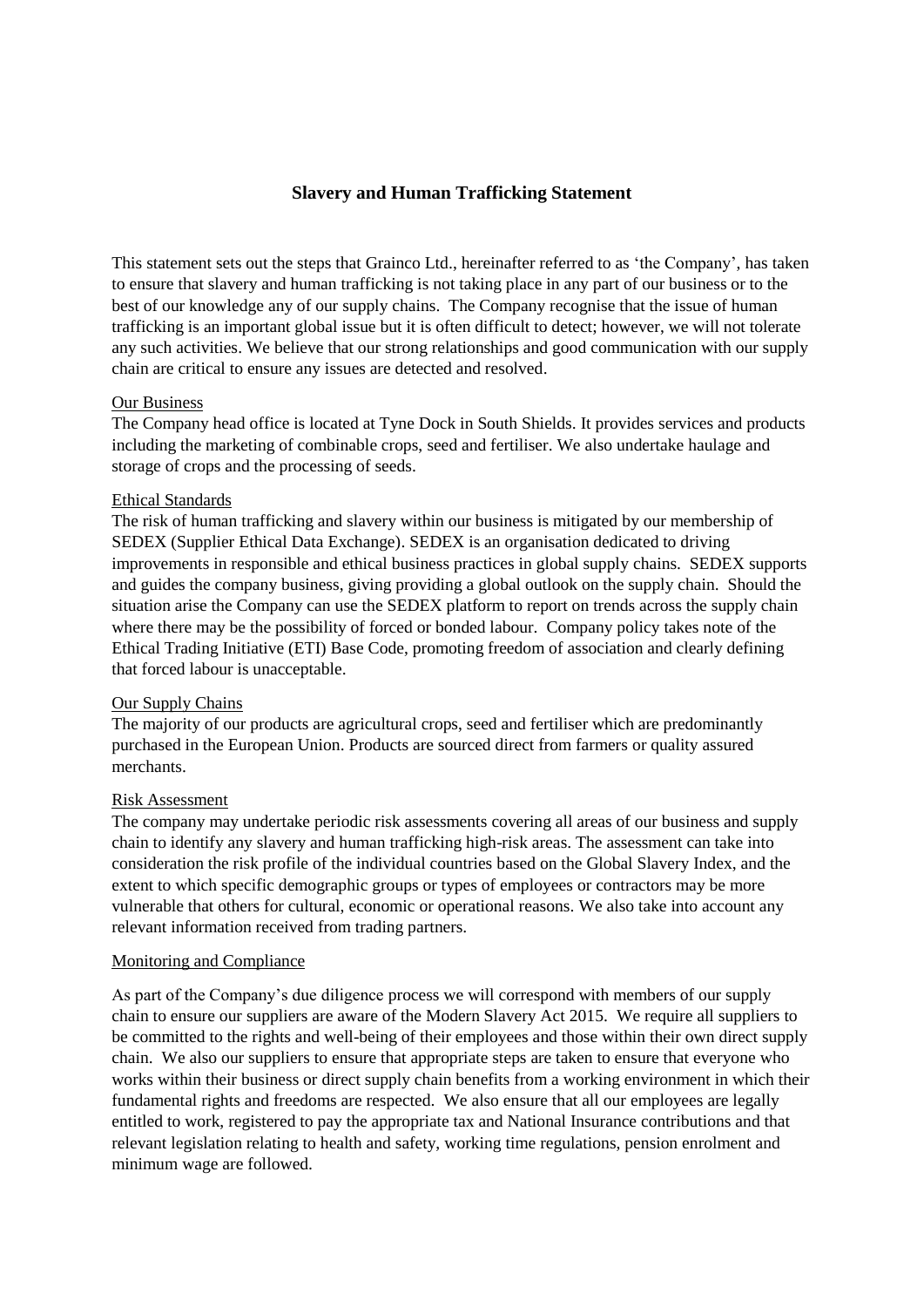# Slavery and Human Trafficking Statement

This statement sets out the steps that Grainco Ltd., hereinafter referred to as 'the Company', has taken to ensure that slavery and human trafficking is not taking place in any part of our business or to the best of our knowledge any of our supply chains. The Company recognise that the issue of human trafficking is an important global issue but it is often difficult to detect; however, we will not tolerate any such activities. We believe that our strong relationships and good communication with our supply chain are critical to ensure any issues are detected and resolved.

## Our Business

The Company head office is located at Tyne Dock in South Shields. It provides services and products including the marketing of combinable crops, seed and fertiliser. We also undertake haulage and storage of crops and the processing of seeds.

## Ethical Standards

The risk of human trafficking and slavery within our business is mitigated by our membership of SEDEX (Supplier Ethical Data Exchange). SEDEX is an organisation dedicated to driving improvements in responsible and ethical business practices in global supply chains. SEDEX supports and guides the company business, giving providing a global outlook on the supply chain. Should the situation arise the Company can use the SEDEX platform to report on trends across the supply chain where there may be the possibility of forced or bonded labour. Company policy takes note of the Ethical Trading Initiative (ETI) Base Code, promoting freedom of association and clearly defining that forced labour is unacceptable.

## Our Supply Chains

The majority of our products are agricultural crops, seed and fertiliser which are predominantly purchased in the European Union. Products are sourced direct from farmers or quality assured merchants.

## Risk Assessment

The company may undertake periodic risk assessments covering all areas of our business and supply chain to identify any slavery and human trafficking high-risk areas. The assessment can take into consideration the risk profile of the individual countries based on the Global Slavery Index, and the extent to which specific demographic groups or types of employees or contractors may be more vulnerable that others for cultural, economic or operational reasons. We also take into account any relevant information received from trading partners.

## Monitoring and Compliance

As part of the Company's due diligence process we will correspond with members of our supply chain to ensure our suppliers are aware of the Modern Slavery Act 2015. We require all suppliers to be committed to the rights and well-being of their employees and those within their own direct supply chain. We also our suppliers to ensure that appropriate steps are taken to ensure that everyone who works within their business or direct supply chain benefits from a working environment in which their fundamental rights and freedoms are respected. We also ensure that all our employees are legally entitled to work, registered to pay the appropriate tax and National Insurance contributions and that relevant legislation relating to health and safety, working time regulations, pension enrolment and minimum wage are followed.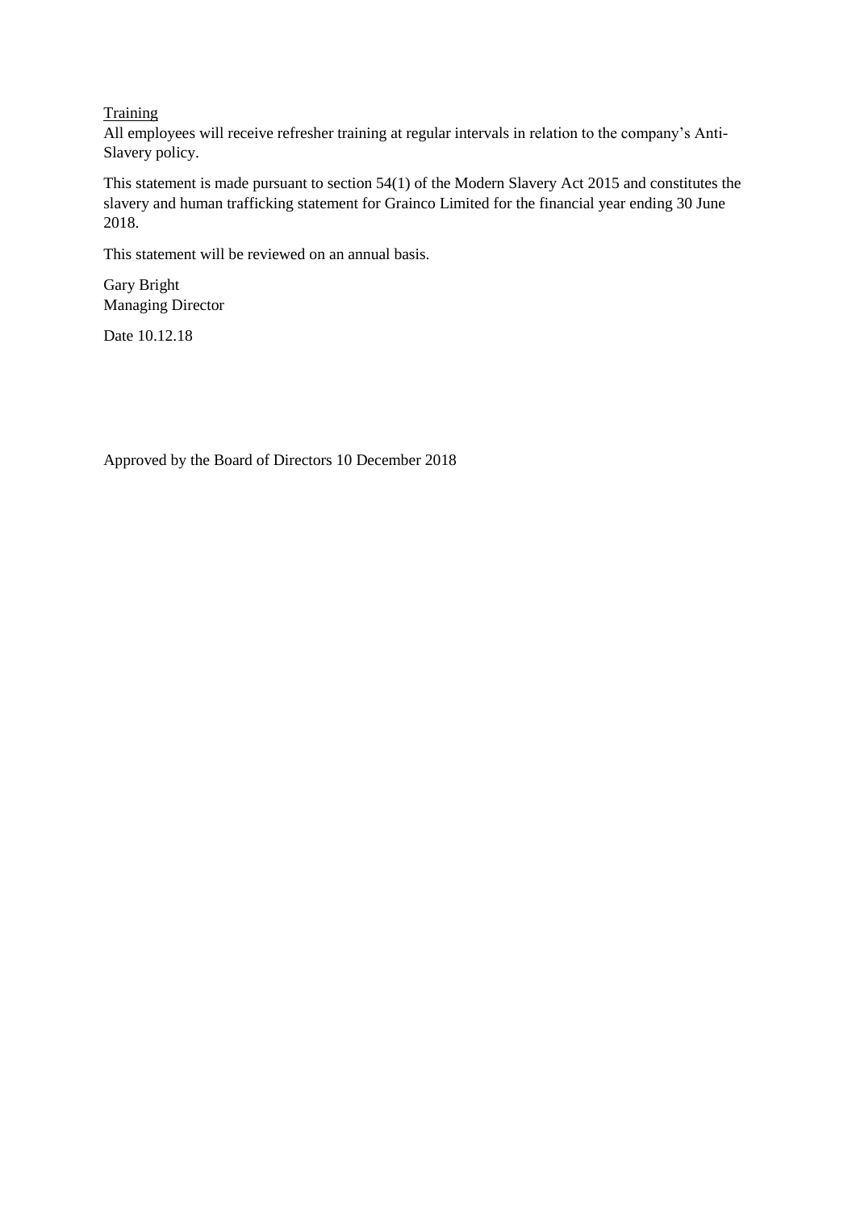Training

All employees will receive refresher training at regular intervals in relation to the company's Anti-Slavery policy.

This statement is made pursuant to section 54(1) of the Modern Slavery Act 2015 and constitutes the slavery and human trafficking statement for Grainco Limited for the financial year ending 30 June 2018.

This statement will be reviewed on an annual basis.

Gary Bright
Managing Director

Date 10.12.18

Approved by the Board of Directors 10 December 2018